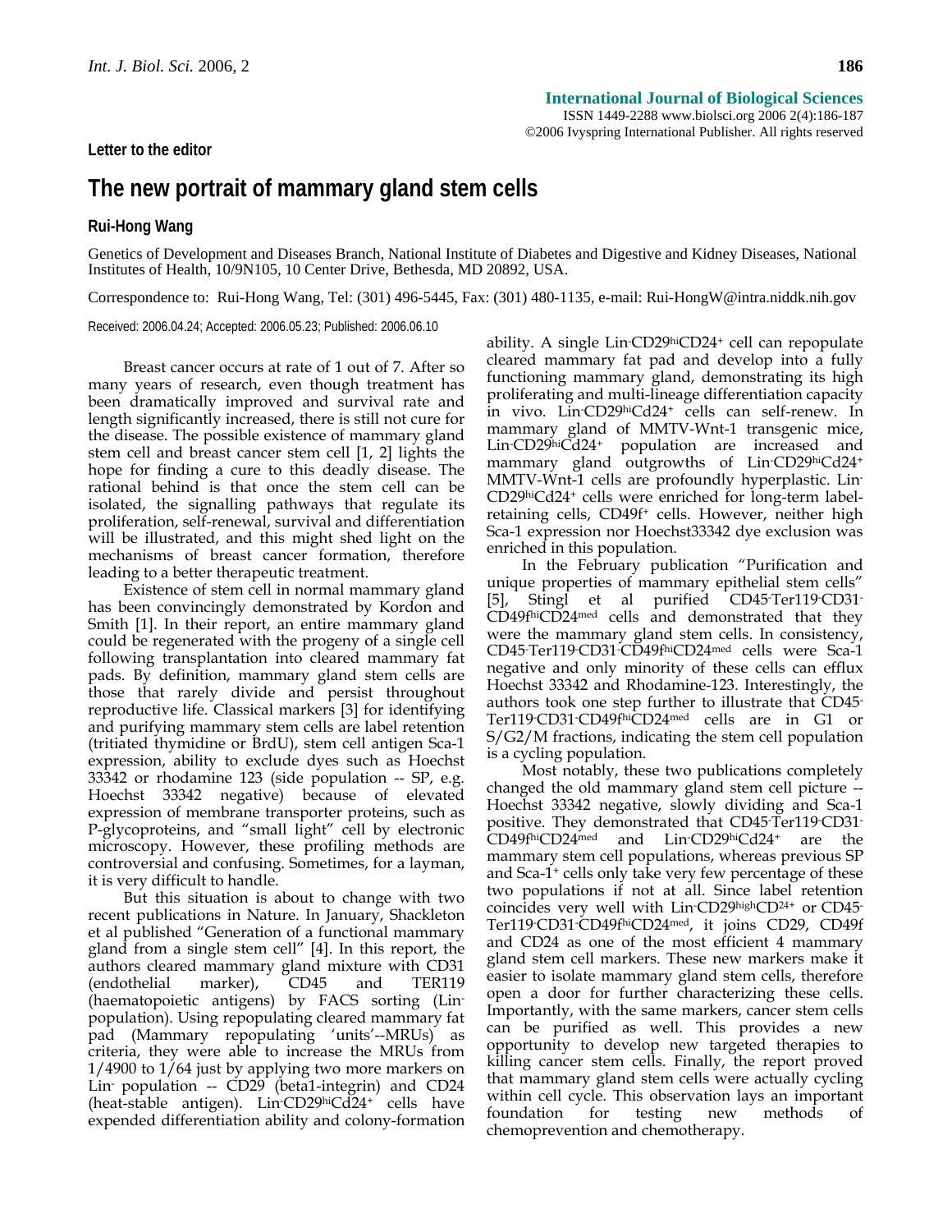Letter to the editor

# The new portrait of mammary gland stem cells

**Rui-Hong Wang**

Genetics of Development and Diseases Branch, National Institute of Diabetes and Digestive and Kidney Diseases, National Institutes of Health, 10/9N105, 10 Center Drive, Bethesda, MD 20892, USA.

Correspondence to: Rui-Hong Wang, Tel: (301) 496-5445, Fax: (301) 480-1135, e-mail: Rui-HongW@intra.niddk.nih.gov

Received: 2006.04.24; Accepted: 2006.05.23; Published: 2006.06.10

Breast cancer occurs at rate of 1 out of 7. After so many years of research, even though treatment has been dramatically improved and survival rate and length significantly increased, there is still not cure for the disease. The possible existence of mammary gland stem cell and breast cancer stem cell [1, 2] lights the hope for finding a cure to this deadly disease. The rational behind is that once the stem cell can be isolated, the signalling pathways that regulate its proliferation, self-renewal, survival and differentiation will be illustrated, and this might shed light on the mechanisms of breast cancer formation, therefore leading to a better therapeutic treatment.

Existence of stem cell in normal mammary gland has been convincingly demonstrated by Kordon and Smith [1]. In their report, an entire mammary gland could be regenerated with the progeny of a single cell following transplantation into cleared mammary fat pads. By definition, mammary gland stem cells are those that rarely divide and persist throughout reproductive life. Classical markers [3] for identifying and purifying mammary stem cells are label retention (tritiated thymidine or BrdU), stem cell antigen Sca-1 expression, ability to exclude dyes such as Hoechst 33342 or rhodamine 123 (side population -- SP, e.g. Hoechst 33342 negative) because of elevated expression of membrane transporter proteins, such as P-glycoproteins, and "small light" cell by electronic microscopy. However, these profiling methods are controversial and confusing. Sometimes, for a layman, it is very difficult to handle.

But this situation is about to change with two recent publications in Nature. In January, Shackleton et al published "Generation of a functional mammary gland from a single stem cell" [4]. In this report, the authors cleared mammary gland mixture with CD31 (endothelial marker), CD45 and TER119 (haematopoietic antigens) by FACS sorting ($Lin^-$ population). Using repopulating cleared mammary fat pad (Mammary repopulating 'units'--MRUs) as criteria, they were able to increase the MRUs from 1/4900 to 1/64 just by applying two more markers on $Lin^-$ population -- CD29 (beta1-integrin) and CD24 (heat-stable antigen). $Lin^-CD29^{hi}Cd24^+$ cells have expended differentiation ability and colony-formation ability. A single $Lin^-CD29^{hi}CD24^+$ cell can repopulate cleared mammary fat pad and develop into a fully functioning mammary gland, demonstrating its high proliferating and multi-lineage differentiation capacity in vivo. $Lin^-CD29^{hi}Cd24^+$ cells can self-renew. In mammary gland of MMTV-Wnt-1 transgenic mice, $Lin^-CD29^{hi}Cd24^+$ population are increased and mammary gland outgrowths of $Lin^-CD29^{hi}Cd24^+$ MMTV-Wnt-1 cells are profoundly hyperplastic. $Lin^-CD29^{hi}Cd24^+$ cells were enriched for long-term label-retaining cells, $CD49f^+$ cells. However, neither high Sca-1 expression nor Hoechst33342 dye exclusion was enriched in this population.

In the February publication "Purification and unique properties of mammary epithelial stem cells" [5], Stingl et al purified $CD45^-Ter119^-CD31^-CD49f^{hi}CD24^{med}$ cells and demonstrated that they were the mammary gland stem cells. In consistency, $CD45^-Ter119^-CD31^-CD49f^{hi}CD24^{med}$ cells were Sca-1 negative and only minority of these cells can efflux Hoechst 33342 and Rhodamine-123. Interestingly, the authors took one step further to illustrate that $CD45^-Ter119^-CD31^-CD49f^{hi}CD24^{med}$ cells are in G1 or S/G2/M fractions, indicating the stem cell population is a cycling population.

Most notably, these two publications completely changed the old mammary gland stem cell picture -- Hoechst 33342 negative, slowly dividing and Sca-1 positive. They demonstrated that $CD45^-Ter119^-CD31^-CD49f^{hi}CD24^{med}$ and $Lin^-CD29^{hi}Cd24^+$ are the mammary stem cell populations, whereas previous SP and $Sca\text{-}1^+$ cells only take very few percentage of these two populations if not at all. Since label retention coincides very well with $Lin^-CD29^{high}CD^{24+}$ or $CD45^-Ter119^-CD31^-CD49f^{hi}CD24^{med}$, it joins CD29, CD49f and CD24 as one of the most efficient 4 mammary gland stem cell markers. These new markers make it easier to isolate mammary gland stem cells, therefore open a door for further characterizing these cells. Importantly, with the same markers, cancer stem cells can be purified as well. This provides a new opportunity to develop new targeted therapies to killing cancer stem cells. Finally, the report proved that mammary gland stem cells were actually cycling within cell cycle. This observation lays an important foundation for testing new methods of chemoprevention and chemotherapy.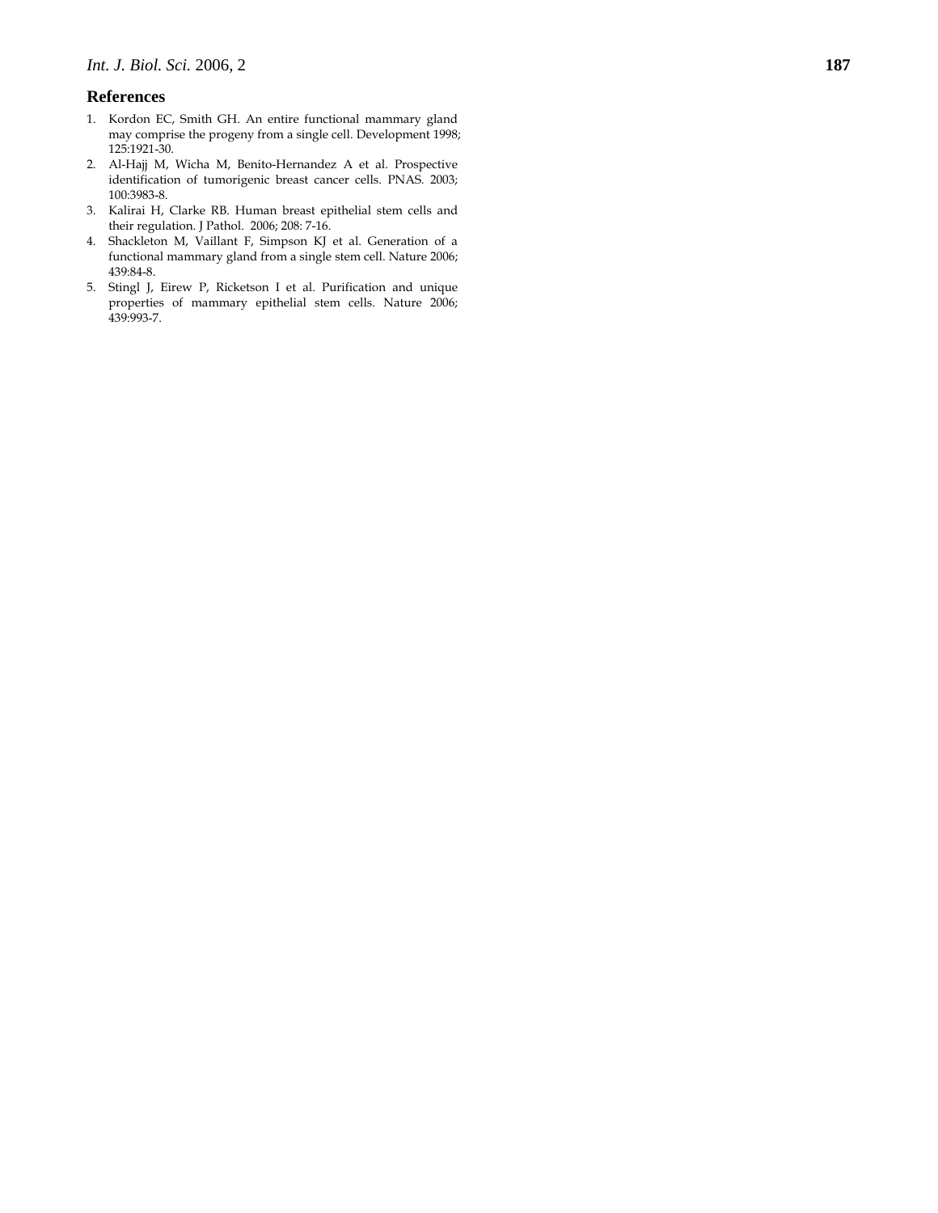## References

1. Kordon EC, Smith GH. An entire functional mammary gland may comprise the progeny from a single cell. Development 1998; 125:1921-30.
2. Al-Hajj M, Wicha M, Benito-Hernandez A et al. Prospective identification of tumorigenic breast cancer cells. PNAS. 2003; 100:3983-8.
3. Kalirai H, Clarke RB. Human breast epithelial stem cells and their regulation. J Pathol. 2006; 208: 7-16.
4. Shackleton M, Vaillant F, Simpson KJ et al. Generation of a functional mammary gland from a single stem cell. Nature 2006; 439:84-8.
5. Stingl J, Eirew P, Ricketson I et al. Purification and unique properties of mammary epithelial stem cells. Nature 2006; 439:993-7.